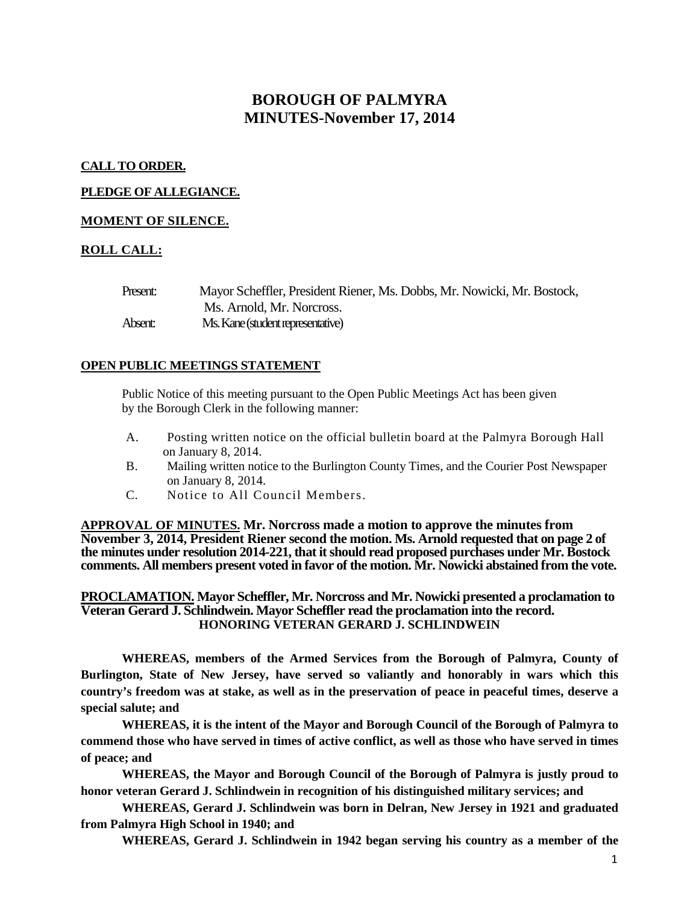# BOROUGH OF PALMYRA
# MINUTES-November 17, 2014

**CALL TO ORDER.**

**PLEDGE OF ALLEGIANCE.**

**MOMENT OF SILENCE.**

**ROLL CALL:**

Present: Mayor Scheffler, President Riener, Ms. Dobbs, Mr. Nowicki, Mr. Bostock, Ms. Arnold, Mr. Norcross.
Absent: Ms. Kane (student representative)

**OPEN PUBLIC MEETINGS STATEMENT**

Public Notice of this meeting pursuant to the Open Public Meetings Act has been given by the Borough Clerk in the following manner:

A. Posting written notice on the official bulletin board at the Palmyra Borough Hall on January 8, 2014.
B. Mailing written notice to the Burlington County Times, and the Courier Post Newspaper on January 8, 2014.
C. Notice to All Council Members.

**APPROVAL OF MINUTES. Mr. Norcross made a motion to approve the minutes from November 3, 2014, President Riener second the motion. Ms. Arnold requested that on page 2 of the minutes under resolution 2014-221, that it should read proposed purchases under Mr. Bostock comments. All members present voted in favor of the motion. Mr. Nowicki abstained from the vote.**

**PROCLAMATION. Mayor Scheffler, Mr. Norcross and Mr. Nowicki presented a proclamation to Veteran Gerard J. Schlindwein. Mayor Scheffler read the proclamation into the record.**

**HONORING VETERAN GERARD J. SCHLINDWEIN**

**WHEREAS, members of the Armed Services from the Borough of Palmyra, County of Burlington, State of New Jersey, have served so valiantly and honorably in wars which this country's freedom was at stake, as well as in the preservation of peace in peaceful times, deserve a special salute; and**

**WHEREAS, it is the intent of the Mayor and Borough Council of the Borough of Palmyra to commend those who have served in times of active conflict, as well as those who have served in times of peace; and**

**WHEREAS, the Mayor and Borough Council of the Borough of Palmyra is justly proud to honor veteran Gerard J. Schlindwein in recognition of his distinguished military services; and**

**WHEREAS, Gerard J. Schlindwein was born in Delran, New Jersey in 1921 and graduated from Palmyra High School in 1940; and**

**WHEREAS, Gerard J. Schlindwein in 1942 began serving his country as a member of the**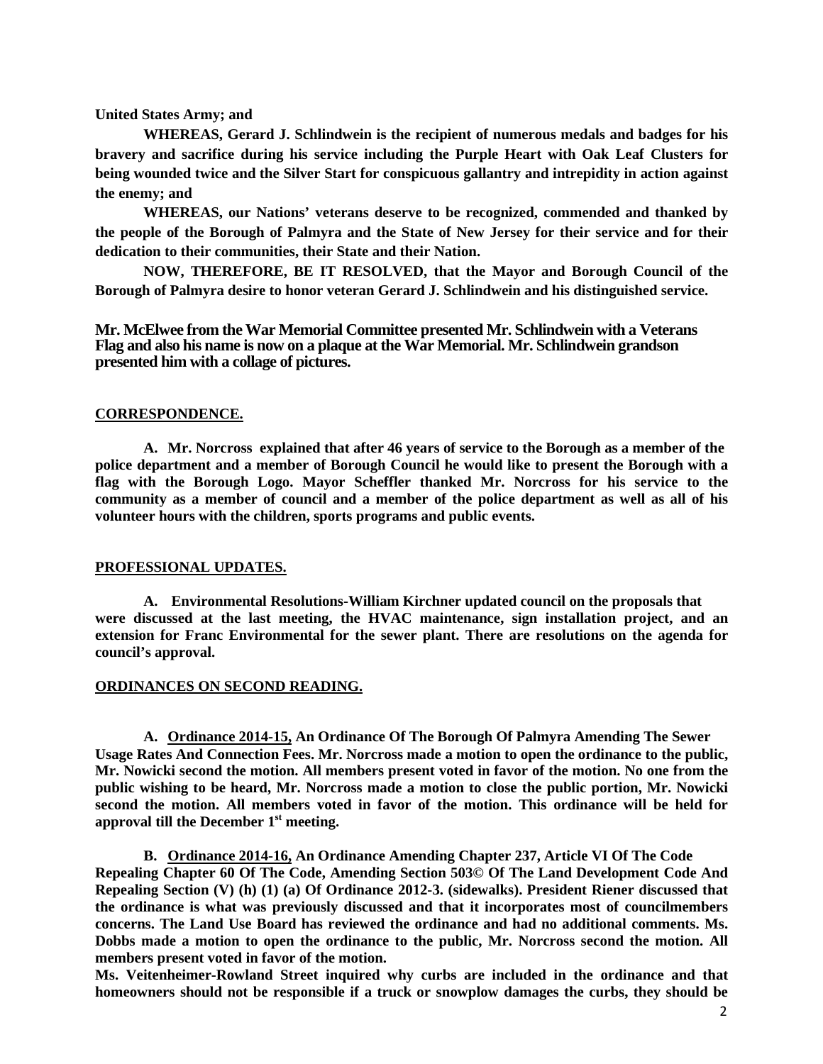**United States Army; and**

**WHEREAS, Gerard J. Schlindwein is the recipient of numerous medals and badges for his bravery and sacrifice during his service including the Purple Heart with Oak Leaf Clusters for being wounded twice and the Silver Start for conspicuous gallantry and intrepidity in action against the enemy; and**

**WHEREAS, our Nations' veterans deserve to be recognized, commended and thanked by the people of the Borough of Palmyra and the State of New Jersey for their service and for their dedication to their communities, their State and their Nation.**

**NOW, THEREFORE, BE IT RESOLVED, that the Mayor and Borough Council of the Borough of Palmyra desire to honor veteran Gerard J. Schlindwein and his distinguished service.**

**Mr. McElwee from the War Memorial Committee presented Mr. Schlindwein with a Veterans Flag and also his name is now on a plaque at the War Memorial. Mr. Schlindwein grandson presented him with a collage of pictures.**

**CORRESPONDENCE.**

**A. Mr. Norcross explained that after 46 years of service to the Borough as a member of the police department and a member of Borough Council he would like to present the Borough with a flag with the Borough Logo. Mayor Scheffler thanked Mr. Norcross for his service to the community as a member of council and a member of the police department as well as all of his volunteer hours with the children, sports programs and public events.**

**PROFESSIONAL UPDATES.**

**A. Environmental Resolutions-William Kirchner updated council on the proposals that were discussed at the last meeting, the HVAC maintenance, sign installation project, and an extension for Franc Environmental for the sewer plant. There are resolutions on the agenda for council's approval.**

**ORDINANCES ON SECOND READING.**

**A. Ordinance 2014-15, An Ordinance Of The Borough Of Palmyra Amending The Sewer Usage Rates And Connection Fees. Mr. Norcross made a motion to open the ordinance to the public, Mr. Nowicki second the motion. All members present voted in favor of the motion. No one from the public wishing to be heard, Mr. Norcross made a motion to close the public portion, Mr. Nowicki second the motion. All members voted in favor of the motion. This ordinance will be held for approval till the December 1st meeting.**

**B. Ordinance 2014-16, An Ordinance Amending Chapter 237, Article VI Of The Code Repealing Chapter 60 Of The Code, Amending Section 503© Of The Land Development Code And Repealing Section (V) (h) (1) (a) Of Ordinance 2012-3. (sidewalks). President Riener discussed that the ordinance is what was previously discussed and that it incorporates most of councilmembers concerns. The Land Use Board has reviewed the ordinance and had no additional comments. Ms. Dobbs made a motion to open the ordinance to the public, Mr. Norcross second the motion. All members present voted in favor of the motion.**

**Ms. Veitenheimer-Rowland Street inquired why curbs are included in the ordinance and that homeowners should not be responsible if a truck or snowplow damages the curbs, they should be**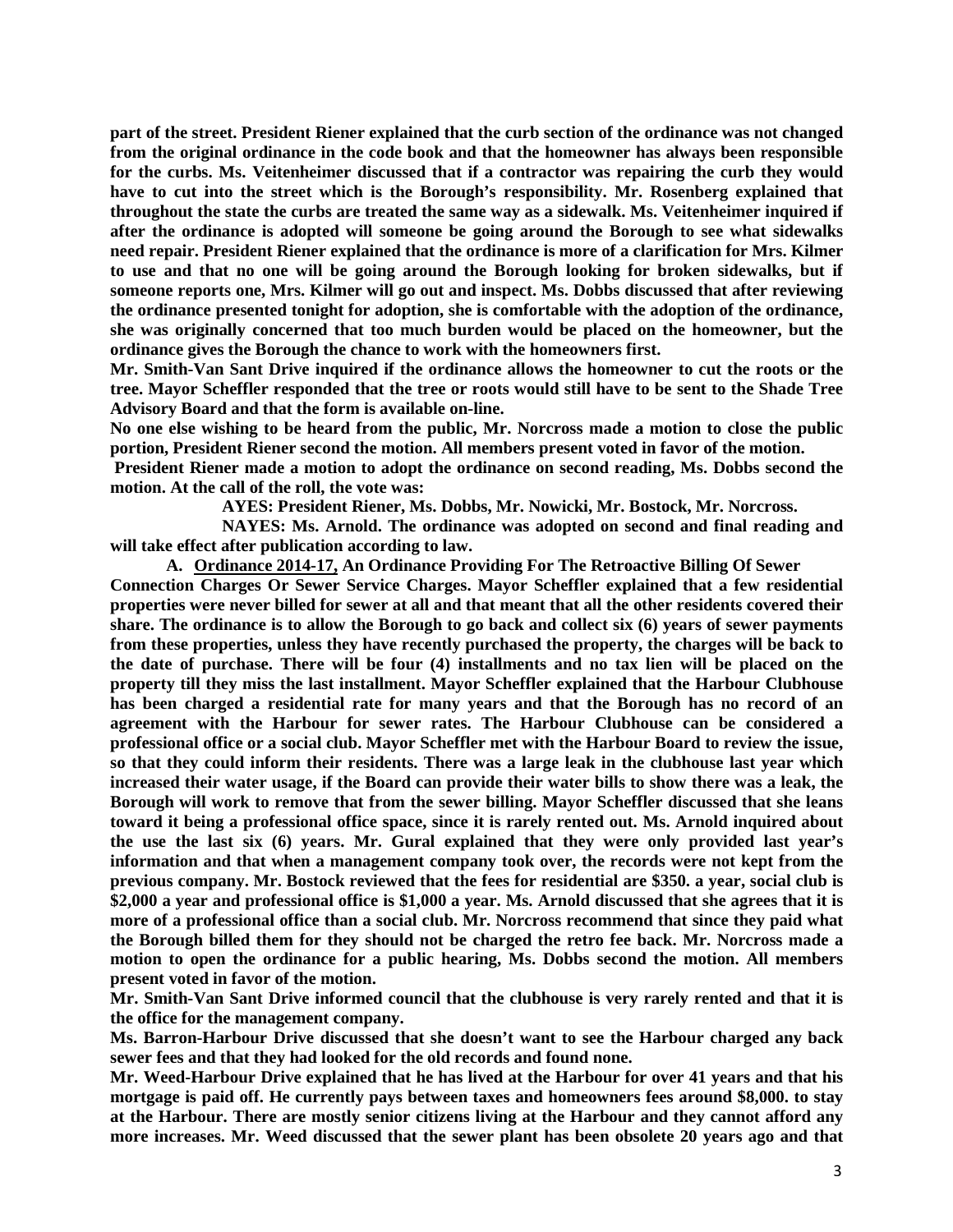**part of the street. President Riener explained that the curb section of the ordinance was not changed from the original ordinance in the code book and that the homeowner has always been responsible for the curbs. Ms. Veitenheimer discussed that if a contractor was repairing the curb they would have to cut into the street which is the Borough's responsibility. Mr. Rosenberg explained that throughout the state the curbs are treated the same way as a sidewalk. Ms. Veitenheimer inquired if after the ordinance is adopted will someone be going around the Borough to see what sidewalks need repair. President Riener explained that the ordinance is more of a clarification for Mrs. Kilmer to use and that no one will be going around the Borough looking for broken sidewalks, but if someone reports one, Mrs. Kilmer will go out and inspect. Ms. Dobbs discussed that after reviewing the ordinance presented tonight for adoption, she is comfortable with the adoption of the ordinance, she was originally concerned that too much burden would be placed on the homeowner, but the ordinance gives the Borough the chance to work with the homeowners first.**

**Mr. Smith-Van Sant Drive inquired if the ordinance allows the homeowner to cut the roots or the tree. Mayor Scheffler responded that the tree or roots would still have to be sent to the Shade Tree Advisory Board and that the form is available on-line.**

**No one else wishing to be heard from the public, Mr. Norcross made a motion to close the public portion, President Riener second the motion. All members present voted in favor of the motion.**

**President Riener made a motion to adopt the ordinance on second reading, Ms. Dobbs second the motion. At the call of the roll, the vote was:**

**AYES: President Riener, Ms. Dobbs, Mr. Nowicki, Mr. Bostock, Mr. Norcross.**

**NAYES: Ms. Arnold. The ordinance was adopted on second and final reading and will take effect after publication according to law.**

**A. <u>Ordinance 2014-17,</u> An Ordinance Providing For The Retroactive Billing Of Sewer Connection Charges Or Sewer Service Charges. Mayor Scheffler explained that a few residential properties were never billed for sewer at all and that meant that all the other residents covered their share. The ordinance is to allow the Borough to go back and collect six (6) years of sewer payments from these properties, unless they have recently purchased the property, the charges will be back to the date of purchase. There will be four (4) installments and no tax lien will be placed on the property till they miss the last installment. Mayor Scheffler explained that the Harbour Clubhouse has been charged a residential rate for many years and that the Borough has no record of an agreement with the Harbour for sewer rates. The Harbour Clubhouse can be considered a professional office or a social club. Mayor Scheffler met with the Harbour Board to review the issue, so that they could inform their residents. There was a large leak in the clubhouse last year which increased their water usage, if the Board can provide their water bills to show there was a leak, the Borough will work to remove that from the sewer billing. Mayor Scheffler discussed that she leans toward it being a professional office space, since it is rarely rented out. Ms. Arnold inquired about the use the last six (6) years. Mr. Gural explained that they were only provided last year's information and that when a management company took over, the records were not kept from the previous company. Mr. Bostock reviewed that the fees for residential are $350. a year, social club is $2,000 a year and professional office is $1,000 a year. Ms. Arnold discussed that she agrees that it is more of a professional office than a social club. Mr. Norcross recommend that since they paid what the Borough billed them for they should not be charged the retro fee back. Mr. Norcross made a motion to open the ordinance for a public hearing, Ms. Dobbs second the motion. All members present voted in favor of the motion.**

**Mr. Smith-Van Sant Drive informed council that the clubhouse is very rarely rented and that it is the office for the management company.**

**Ms. Barron-Harbour Drive discussed that she doesn't want to see the Harbour charged any back sewer fees and that they had looked for the old records and found none.**

**Mr. Weed-Harbour Drive explained that he has lived at the Harbour for over 41 years and that his mortgage is paid off. He currently pays between taxes and homeowners fees around $8,000. to stay at the Harbour. There are mostly senior citizens living at the Harbour and they cannot afford any more increases. Mr. Weed discussed that the sewer plant has been obsolete 20 years ago and that**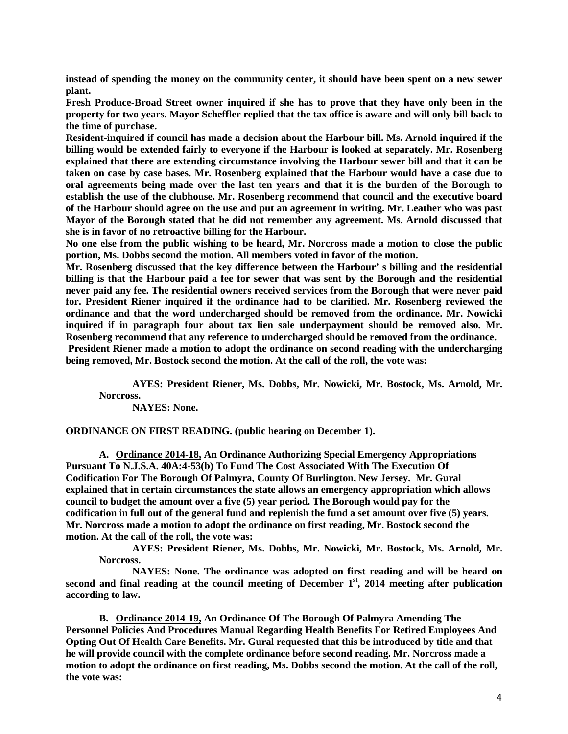**instead of spending the money on the community center, it should have been spent on a new sewer plant.**

**Fresh Produce-Broad Street owner inquired if she has to prove that they have only been in the property for two years. Mayor Scheffler replied that the tax office is aware and will only bill back to the time of purchase.**

**Resident-inquired if council has made a decision about the Harbour bill. Ms. Arnold inquired if the billing would be extended fairly to everyone if the Harbour is looked at separately. Mr. Rosenberg explained that there are extending circumstance involving the Harbour sewer bill and that it can be taken on case by case bases. Mr. Rosenberg explained that the Harbour would have a case due to oral agreements being made over the last ten years and that it is the burden of the Borough to establish the use of the clubhouse. Mr. Rosenberg recommend that council and the executive board of the Harbour should agree on the use and put an agreement in writing. Mr. Leather who was past Mayor of the Borough stated that he did not remember any agreement. Ms. Arnold discussed that she is in favor of no retroactive billing for the Harbour.**

**No one else from the public wishing to be heard, Mr. Norcross made a motion to close the public portion, Ms. Dobbs second the motion. All members voted in favor of the motion.**

**Mr. Rosenberg discussed that the key difference between the Harbour' s billing and the residential billing is that the Harbour paid a fee for sewer that was sent by the Borough and the residential never paid any fee. The residential owners received services from the Borough that were never paid for. President Riener inquired if the ordinance had to be clarified. Mr. Rosenberg reviewed the ordinance and that the word undercharged should be removed from the ordinance. Mr. Nowicki inquired if in paragraph four about tax lien sale underpayment should be removed also. Mr. Rosenberg recommend that any reference to undercharged should be removed from the ordinance.**

**President Riener made a motion to adopt the ordinance on second reading with the undercharging being removed, Mr. Bostock second the motion. At the call of the roll, the vote was:**

**AYES: President Riener, Ms. Dobbs, Mr. Nowicki, Mr. Bostock, Ms. Arnold, Mr. Norcross.**

**NAYES: None.**

**<u>ORDINANCE ON FIRST READING.</u> (public hearing on December 1).**

**A. <u>Ordinance 2014-18,</u> An Ordinance Authorizing Special Emergency Appropriations Pursuant To N.J.S.A. 40A:4-53(b) To Fund The Cost Associated With The Execution Of Codification For The Borough Of Palmyra, County Of Burlington, New Jersey. Mr. Gural explained that in certain circumstances the state allows an emergency appropriation which allows council to budget the amount over a five (5) year period. The Borough would pay for the codification in full out of the general fund and replenish the fund a set amount over five (5) years. Mr. Norcross made a motion to adopt the ordinance on first reading, Mr. Bostock second the motion. At the call of the roll, the vote was:**

**AYES: President Riener, Ms. Dobbs, Mr. Nowicki, Mr. Bostock, Ms. Arnold, Mr. Norcross.**

**NAYES: None. The ordinance was adopted on first reading and will be heard on second and final reading at the council meeting of December 1st, 2014 meeting after publication according to law.**

**B. <u>Ordinance 2014-19,</u> An Ordinance Of The Borough Of Palmyra Amending The Personnel Policies And Procedures Manual Regarding Health Benefits For Retired Employees And Opting Out Of Health Care Benefits. Mr. Gural requested that this be introduced by title and that he will provide council with the complete ordinance before second reading. Mr. Norcross made a motion to adopt the ordinance on first reading, Ms. Dobbs second the motion. At the call of the roll, the vote was:**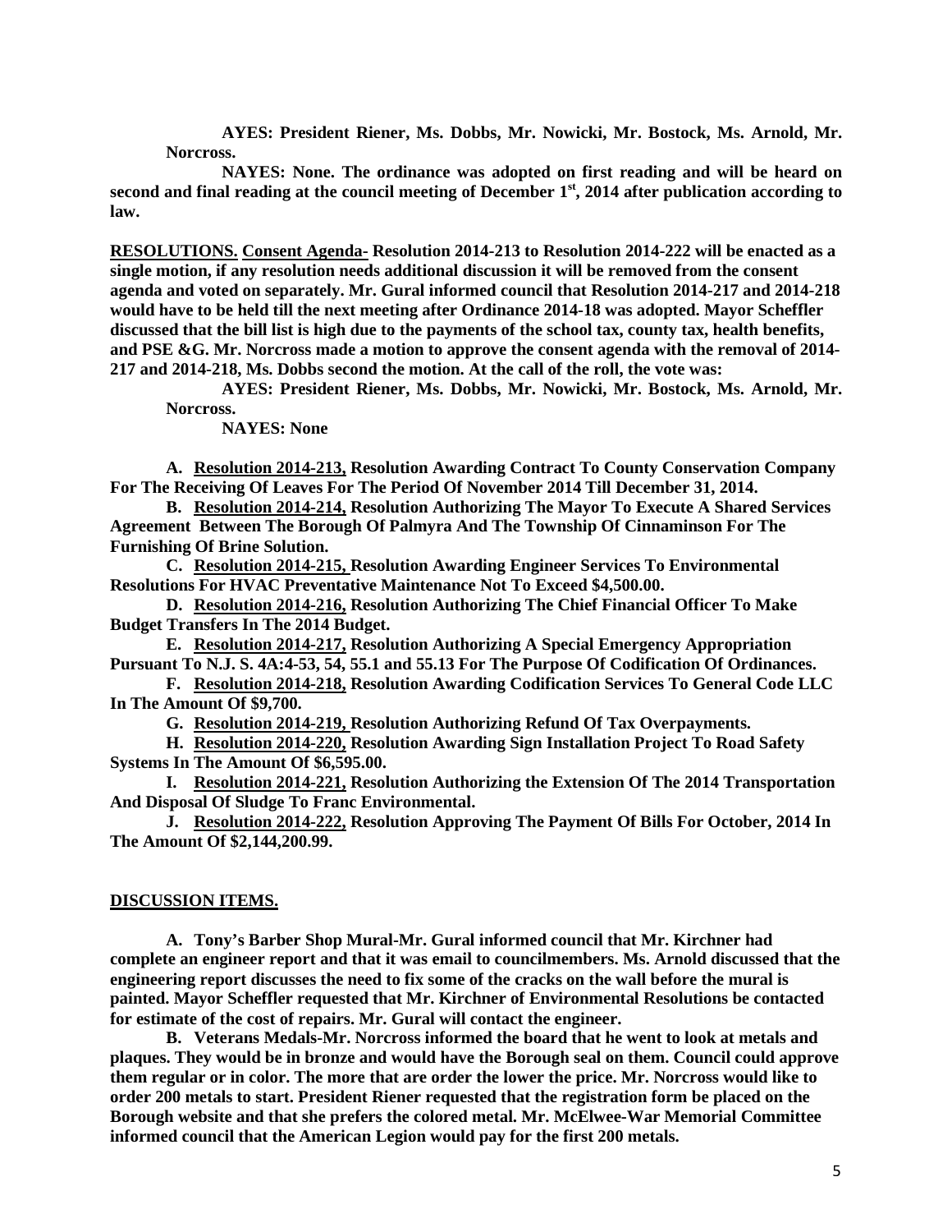**AYES: President Riener, Ms. Dobbs, Mr. Nowicki, Mr. Bostock, Ms. Arnold, Mr. Norcross.**

**NAYES: None. The ordinance was adopted on first reading and will be heard on second and final reading at the council meeting of December 1st, 2014 after publication according to law.**

**RESOLUTIONS. Consent Agenda- Resolution 2014-213 to Resolution 2014-222 will be enacted as a single motion, if any resolution needs additional discussion it will be removed from the consent agenda and voted on separately. Mr. Gural informed council that Resolution 2014-217 and 2014-218 would have to be held till the next meeting after Ordinance 2014-18 was adopted. Mayor Scheffler discussed that the bill list is high due to the payments of the school tax, county tax, health benefits, and PSE &G. Mr. Norcross made a motion to approve the consent agenda with the removal of 2014-217 and 2014-218, Ms. Dobbs second the motion. At the call of the roll, the vote was:**

**AYES: President Riener, Ms. Dobbs, Mr. Nowicki, Mr. Bostock, Ms. Arnold, Mr. Norcross.**

**NAYES: None**

**A. Resolution 2014-213, Resolution Awarding Contract To County Conservation Company For The Receiving Of Leaves For The Period Of November 2014 Till December 31, 2014.**

**B. Resolution 2014-214, Resolution Authorizing The Mayor To Execute A Shared Services Agreement Between The Borough Of Palmyra And The Township Of Cinnaminson For The Furnishing Of Brine Solution.**

**C. Resolution 2014-215, Resolution Awarding Engineer Services To Environmental Resolutions For HVAC Preventative Maintenance Not To Exceed $4,500.00.**

**D. Resolution 2014-216, Resolution Authorizing The Chief Financial Officer To Make Budget Transfers In The 2014 Budget.**

**E. Resolution 2014-217, Resolution Authorizing A Special Emergency Appropriation Pursuant To N.J. S. 4A:4-53, 54, 55.1 and 55.13 For The Purpose Of Codification Of Ordinances.**

**F. Resolution 2014-218, Resolution Awarding Codification Services To General Code LLC In The Amount Of $9,700.**

**G. Resolution 2014-219, Resolution Authorizing Refund Of Tax Overpayments.**

**H. Resolution 2014-220, Resolution Awarding Sign Installation Project To Road Safety Systems In The Amount Of $6,595.00.**

**I. Resolution 2014-221, Resolution Authorizing the Extension Of The 2014 Transportation And Disposal Of Sludge To Franc Environmental.**

**J. Resolution 2014-222, Resolution Approving The Payment Of Bills For October, 2014 In The Amount Of $2,144,200.99.**

**DISCUSSION ITEMS.**

**A. Tony's Barber Shop Mural-Mr. Gural informed council that Mr. Kirchner had complete an engineer report and that it was email to councilmembers. Ms. Arnold discussed that the engineering report discusses the need to fix some of the cracks on the wall before the mural is painted. Mayor Scheffler requested that Mr. Kirchner of Environmental Resolutions be contacted for estimate of the cost of repairs. Mr. Gural will contact the engineer.**

**B. Veterans Medals-Mr. Norcross informed the board that he went to look at metals and plaques. They would be in bronze and would have the Borough seal on them. Council could approve them regular or in color. The more that are order the lower the price. Mr. Norcross would like to order 200 metals to start. President Riener requested that the registration form be placed on the Borough website and that she prefers the colored metal. Mr. McElwee-War Memorial Committee informed council that the American Legion would pay for the first 200 metals.**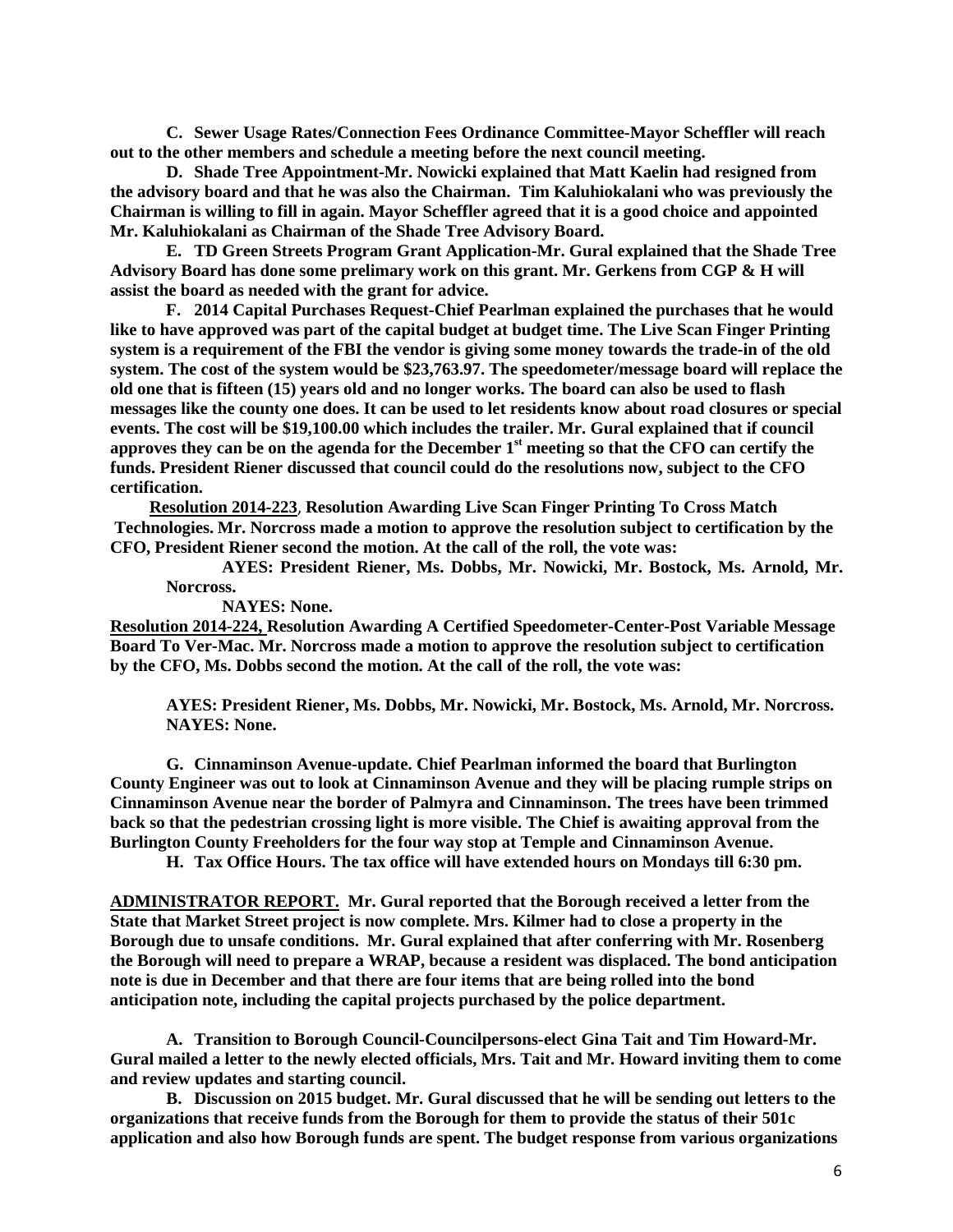**C. Sewer Usage Rates/Connection Fees Ordinance Committee-Mayor Scheffler will reach out to the other members and schedule a meeting before the next council meeting.**

**D. Shade Tree Appointment-Mr. Nowicki explained that Matt Kaelin had resigned from the advisory board and that he was also the Chairman. Tim Kaluhiokalani who was previously the Chairman is willing to fill in again. Mayor Scheffler agreed that it is a good choice and appointed Mr. Kaluhiokalani as Chairman of the Shade Tree Advisory Board.**

**E. TD Green Streets Program Grant Application-Mr. Gural explained that the Shade Tree Advisory Board has done some prelimary work on this grant. Mr. Gerkens from CGP & H will assist the board as needed with the grant for advice.**

**F. 2014 Capital Purchases Request-Chief Pearlman explained the purchases that he would like to have approved was part of the capital budget at budget time. The Live Scan Finger Printing system is a requirement of the FBI the vendor is giving some money towards the trade-in of the old system. The cost of the system would be $23,763.97. The speedometer/message board will replace the old one that is fifteen (15) years old and no longer works. The board can also be used to flash messages like the county one does. It can be used to let residents know about road closures or special events. The cost will be $19,100.00 which includes the trailer. Mr. Gural explained that if council approves they can be on the agenda for the December 1st meeting so that the CFO can certify the funds. President Riener discussed that council could do the resolutions now, subject to the CFO certification.**

**<u>Resolution 2014-223</u>, Resolution Awarding Live Scan Finger Printing To Cross Match Technologies. Mr. Norcross made a motion to approve the resolution subject to certification by the CFO, President Riener second the motion. At the call of the roll, the vote was:**

**AYES: President Riener, Ms. Dobbs, Mr. Nowicki, Mr. Bostock, Ms. Arnold, Mr. Norcross.**

**NAYES: None.**

**<u>Resolution 2014-224,</u> Resolution Awarding A Certified Speedometer-Center-Post Variable Message Board To Ver-Mac. Mr. Norcross made a motion to approve the resolution subject to certification by the CFO, Ms. Dobbs second the motion. At the call of the roll, the vote was:**

**AYES: President Riener, Ms. Dobbs, Mr. Nowicki, Mr. Bostock, Ms. Arnold, Mr. Norcross.**
**NAYES: None.**

**G. Cinnaminson Avenue-update. Chief Pearlman informed the board that Burlington County Engineer was out to look at Cinnaminson Avenue and they will be placing rumple strips on Cinnaminson Avenue near the border of Palmyra and Cinnaminson. The trees have been trimmed back so that the pedestrian crossing light is more visible. The Chief is awaiting approval from the Burlington County Freeholders for the four way stop at Temple and Cinnaminson Avenue.**

**H. Tax Office Hours. The tax office will have extended hours on Mondays till 6:30 pm.**

**<u>ADMINISTRATOR REPORT.</u> Mr. Gural reported that the Borough received a letter from the State that Market Street project is now complete. Mrs. Kilmer had to close a property in the Borough due to unsafe conditions. Mr. Gural explained that after conferring with Mr. Rosenberg the Borough will need to prepare a WRAP, because a resident was displaced. The bond anticipation note is due in December and that there are four items that are being rolled into the bond anticipation note, including the capital projects purchased by the police department.**

**A. Transition to Borough Council-Councilpersons-elect Gina Tait and Tim Howard-Mr. Gural mailed a letter to the newly elected officials, Mrs. Tait and Mr. Howard inviting them to come and review updates and starting council.**

**B. Discussion on 2015 budget. Mr. Gural discussed that he will be sending out letters to the organizations that receive funds from the Borough for them to provide the status of their 501c application and also how Borough funds are spent. The budget response from various organizations**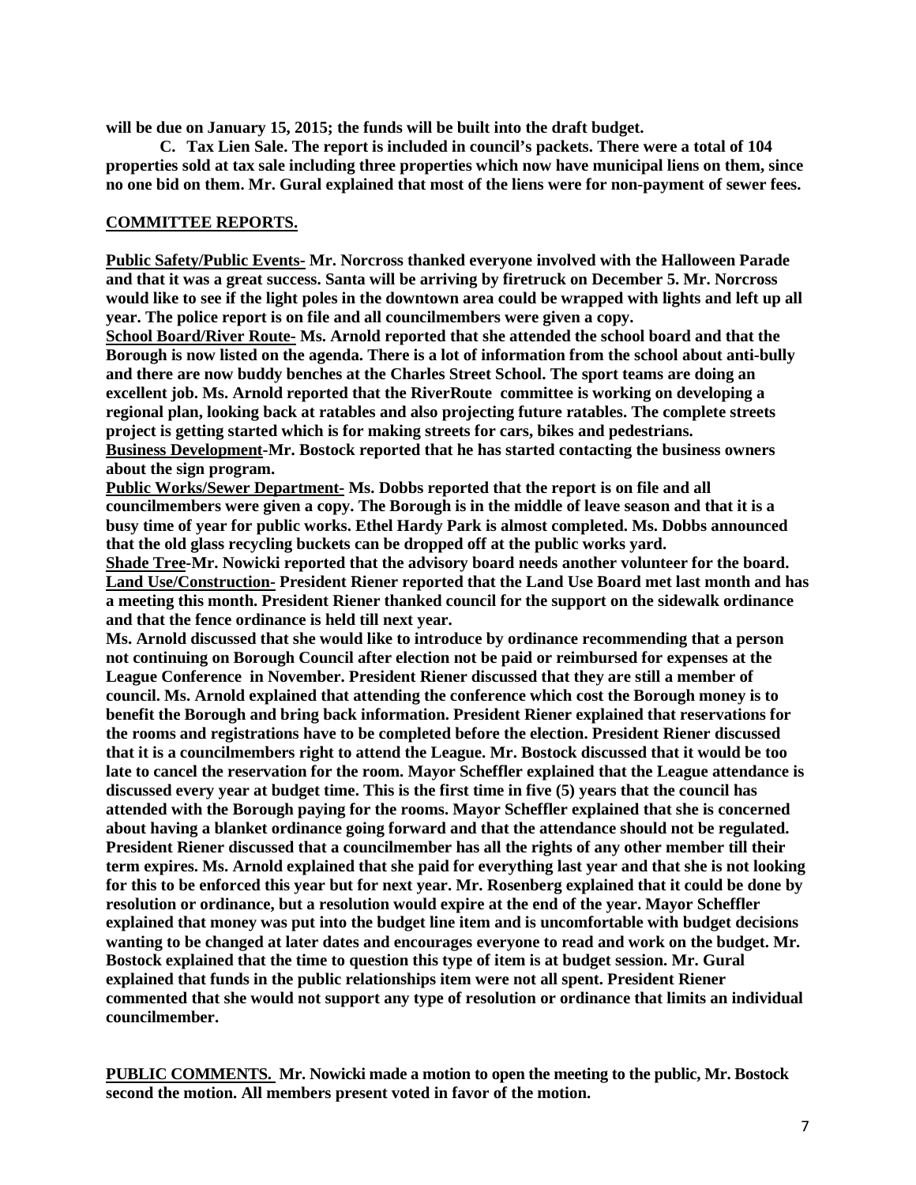**will be due on January 15, 2015; the funds will be built into the draft budget.**

**C. Tax Lien Sale. The report is included in council's packets. There were a total of 104 properties sold at tax sale including three properties which now have municipal liens on them, since no one bid on them. Mr. Gural explained that most of the liens were for non-payment of sewer fees.**

**COMMITTEE REPORTS.**

**Public Safety/Public Events- Mr. Norcross thanked everyone involved with the Halloween Parade and that it was a great success. Santa will be arriving by firetruck on December 5. Mr. Norcross would like to see if the light poles in the downtown area could be wrapped with lights and left up all year. The police report is on file and all councilmembers were given a copy.**

**School Board/River Route- Ms. Arnold reported that she attended the school board and that the Borough is now listed on the agenda. There is a lot of information from the school about anti-bully and there are now buddy benches at the Charles Street School. The sport teams are doing an excellent job. Ms. Arnold reported that the RiverRoute committee is working on developing a regional plan, looking back at ratables and also projecting future ratables. The complete streets project is getting started which is for making streets for cars, bikes and pedestrians.**

**Business Development-Mr. Bostock reported that he has started contacting the business owners about the sign program.**

**Public Works/Sewer Department- Ms. Dobbs reported that the report is on file and all councilmembers were given a copy. The Borough is in the middle of leave season and that it is a busy time of year for public works. Ethel Hardy Park is almost completed. Ms. Dobbs announced that the old glass recycling buckets can be dropped off at the public works yard.**

**Shade Tree-Mr. Nowicki reported that the advisory board needs another volunteer for the board.**

**Land Use/Construction- President Riener reported that the Land Use Board met last month and has a meeting this month. President Riener thanked council for the support on the sidewalk ordinance and that the fence ordinance is held till next year.**

**Ms. Arnold discussed that she would like to introduce by ordinance recommending that a person not continuing on Borough Council after election not be paid or reimbursed for expenses at the League Conference in November. President Riener discussed that they are still a member of council. Ms. Arnold explained that attending the conference which cost the Borough money is to benefit the Borough and bring back information. President Riener explained that reservations for the rooms and registrations have to be completed before the election. President Riener discussed that it is a councilmembers right to attend the League. Mr. Bostock discussed that it would be too late to cancel the reservation for the room. Mayor Scheffler explained that the League attendance is discussed every year at budget time. This is the first time in five (5) years that the council has attended with the Borough paying for the rooms. Mayor Scheffler explained that she is concerned about having a blanket ordinance going forward and that the attendance should not be regulated. President Riener discussed that a councilmember has all the rights of any other member till their term expires. Ms. Arnold explained that she paid for everything last year and that she is not looking for this to be enforced this year but for next year. Mr. Rosenberg explained that it could be done by resolution or ordinance, but a resolution would expire at the end of the year. Mayor Scheffler explained that money was put into the budget line item and is uncomfortable with budget decisions wanting to be changed at later dates and encourages everyone to read and work on the budget. Mr. Bostock explained that the time to question this type of item is at budget session. Mr. Gural explained that funds in the public relationships item were not all spent. President Riener commented that she would not support any type of resolution or ordinance that limits an individual councilmember.**

**PUBLIC COMMENTS. Mr. Nowicki made a motion to open the meeting to the public, Mr. Bostock second the motion. All members present voted in favor of the motion.**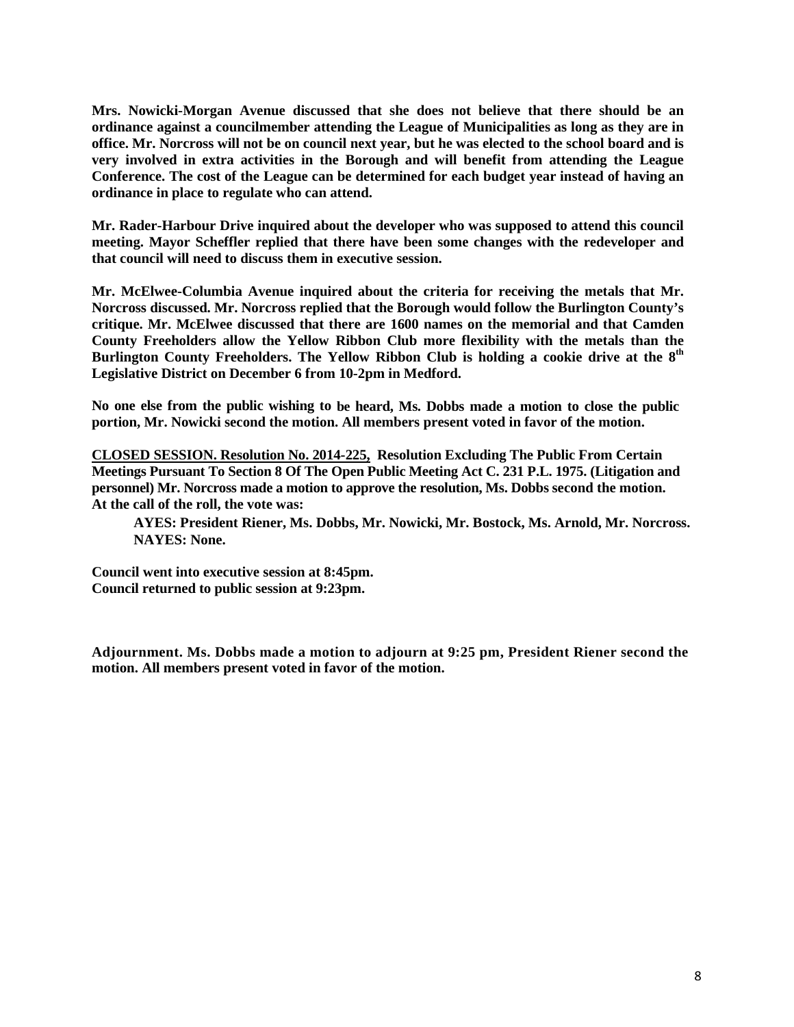**Mrs. Nowicki-Morgan Avenue discussed that she does not believe that there should be an ordinance against a councilmember attending the League of Municipalities as long as they are in office. Mr. Norcross will not be on council next year, but he was elected to the school board and is very involved in extra activities in the Borough and will benefit from attending the League Conference. The cost of the League can be determined for each budget year instead of having an ordinance in place to regulate who can attend.**

**Mr. Rader-Harbour Drive inquired about the developer who was supposed to attend this council meeting. Mayor Scheffler replied that there have been some changes with the redeveloper and that council will need to discuss them in executive session.**

**Mr. McElwee-Columbia Avenue inquired about the criteria for receiving the metals that Mr. Norcross discussed. Mr. Norcross replied that the Borough would follow the Burlington County's critique. Mr. McElwee discussed that there are 1600 names on the memorial and that Camden County Freeholders allow the Yellow Ribbon Club more flexibility with the metals than the Burlington County Freeholders. The Yellow Ribbon Club is holding a cookie drive at the 8th Legislative District on December 6 from 10-2pm in Medford.**

**No one else from the public wishing to be heard, Ms. Dobbs made a motion to close the public portion, Mr. Nowicki second the motion. All members present voted in favor of the motion.**

**<u>CLOSED SESSION. Resolution No. 2014-225,</u> Resolution Excluding The Public From Certain Meetings Pursuant To Section 8 Of The Open Public Meeting Act C. 231 P.L. 1975. (Litigation and personnel) Mr. Norcross made a motion to approve the resolution, Ms. Dobbs second the motion. At the call of the roll, the vote was:**

**AYES: President Riener, Ms. Dobbs, Mr. Nowicki, Mr. Bostock, Ms. Arnold, Mr. Norcross.**
**NAYES: None.**

**Council went into executive session at 8:45pm.**
**Council returned to public session at 9:23pm.**

**Adjournment. Ms. Dobbs made a motion to adjourn at 9:25 pm, President Riener second the motion. All members present voted in favor of the motion.**